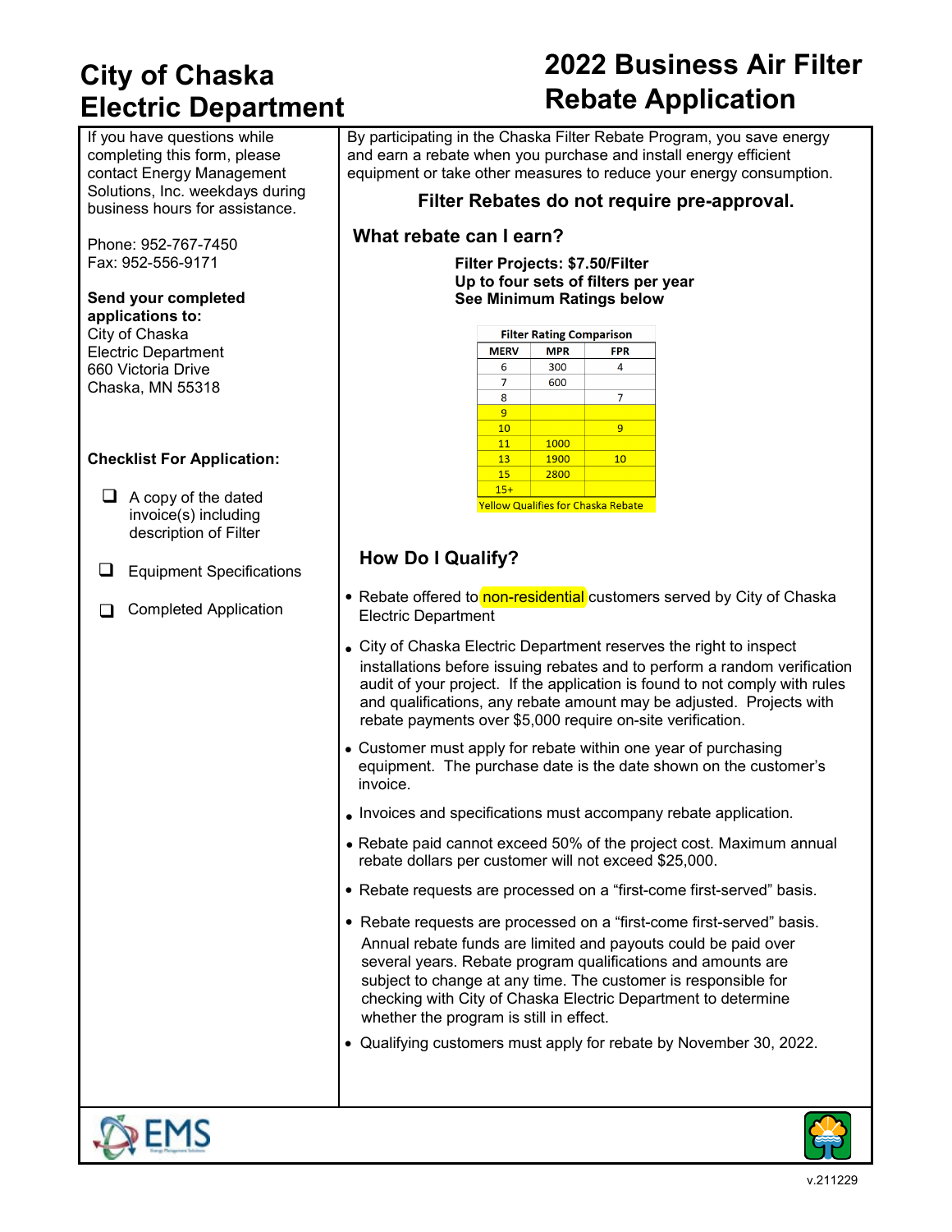# City of Chaska Electric Department

# 2022 Business Air Filter Rebate Application

If you have questions while completing this form, please contact Energy Management Solutions, Inc. weekdays during business hours for assistance.

Phone: 952-767-7450
Fax: 952-556-9171

**Send your completed applications to:**
City of Chaska
Electric Department
660 Victoria Drive
Chaska, MN 55318

**Checklist For Application:**

- ☐ A copy of the dated invoice(s) including description of Filter
- ☐ Equipment Specifications
- ☐ Completed Application

By participating in the Chaska Filter Rebate Program, you save energy and earn a rebate when you purchase and install energy efficient equipment or take other measures to reduce your energy consumption.

**Filter Rebates do not require pre-approval.**

## What rebate can I earn?

**Filter Projects: $7.50/Filter**
**Up to four sets of filters per year**
**See Minimum Ratings below**

**Filter Rating Comparison**

| MERV | MPR | FPR |
|---|---|---|
| 6 | 300 | 4 |
| 7 | 600 | |
| 8 | | 7 |
| 9 | | |
| 10 | | 9 |
| 11 | 1000 | |
| 13 | 1900 | 10 |
| 15 | 2800 | |
| 15+ | | |

Yellow Qualifies for Chaska Rebate

## How Do I Qualify?

- Rebate offered to non-residential customers served by City of Chaska Electric Department
- City of Chaska Electric Department reserves the right to inspect installations before issuing rebates and to perform a random verification audit of your project. If the application is found to not comply with rules and qualifications, any rebate amount may be adjusted. Projects with rebate payments over $5,000 require on-site verification.
- Customer must apply for rebate within one year of purchasing equipment. The purchase date is the date shown on the customer's invoice.
- Invoices and specifications must accompany rebate application.
- Rebate paid cannot exceed 50% of the project cost. Maximum annual rebate dollars per customer will not exceed $25,000.
- Rebate requests are processed on a "first-come first-served" basis.
- Rebate requests are processed on a "first-come first-served" basis. Annual rebate funds are limited and payouts could be paid over several years. Rebate program qualifications and amounts are subject to change at any time. The customer is responsible for checking with City of Chaska Electric Department to determine whether the program is still in effect.
- Qualifying customers must apply for rebate by November 30, 2022.

v.211229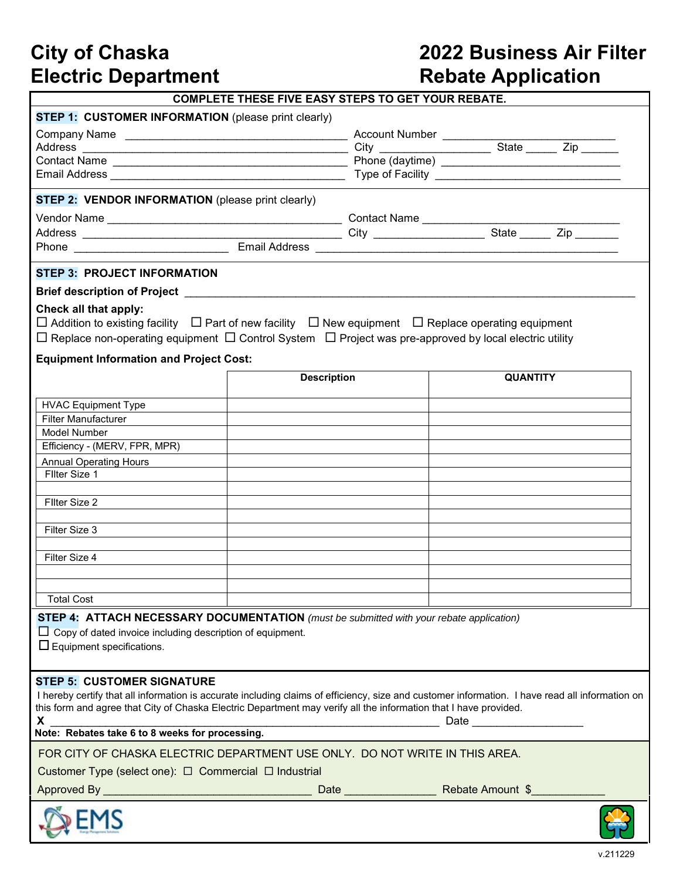# City of Chaska Electric Department

# 2022 Business Air Filter Rebate Application

**COMPLETE THESE FIVE EASY STEPS TO GET YOUR REBATE.**

## STEP 1: CUSTOMER INFORMATION (please print clearly)

Company Name ____________________________________ Account Number ____________________________

Address ________________________________________ City __________________ State _____ Zip ______

Contact Name ____________________________________ Phone (daytime) ____________________________

Email Address ____________________________________ Type of Facility ____________________________

## STEP 2: VENDOR INFORMATION (please print clearly)

Vendor Name ______________________________________ Contact Name ______________________________

Address __________________________________________ City __________________ State _____ Zip _______

Phone ________________________ Email Address ________________________________________________

## STEP 3: PROJECT INFORMATION

**Brief description of Project** ________________________________________________________________

**Check all that apply:**

☐ Addition to existing facility ☐ Part of new facility ☐ New equipment ☐ Replace operating equipment

☐ Replace non-operating equipment ☐ Control System ☐ Project was pre-approved by local electric utility

**Equipment Information and Project Cost:**

| | Description | QUANTITY |
|---|---|---|
| HVAC Equipment Type | | |
| Filter Manufacturer | | |
| Model Number | | |
| Efficiency - (MERV, FPR, MPR) | | |
| Annual Operating Hours | | |
| FIlter Size 1 | | |
| | | |
| FIlter Size 2 | | |
| | | |
| Filter Size 3 | | |
| | | |
| Filter Size 4 | | |
| | | |
| | | |
| Total Cost | | |

## STEP 4: ATTACH NECESSARY DOCUMENTATION *(must be submitted with your rebate application)*

☐ Copy of dated invoice including description of equipment.

☐ Equipment specifications.

## STEP 5: CUSTOMER SIGNATURE

I hereby certify that all information is accurate including claims of efficiency, size and customer information. I have read all information on this form and agree that City of Chaska Electric Department may verify all the information that I have provided.

**X** ______________________________________________________________________ Date __________________

**Note: Rebates take 6 to 8 weeks for processing.**

FOR CITY OF CHASKA ELECTRIC DEPARTMENT USE ONLY. DO NOT WRITE IN THIS AREA.

Customer Type (select one): ☐ Commercial ☐ Industrial

Approved By __________________________________ Date _______________ Rebate Amount $____________

v.211229